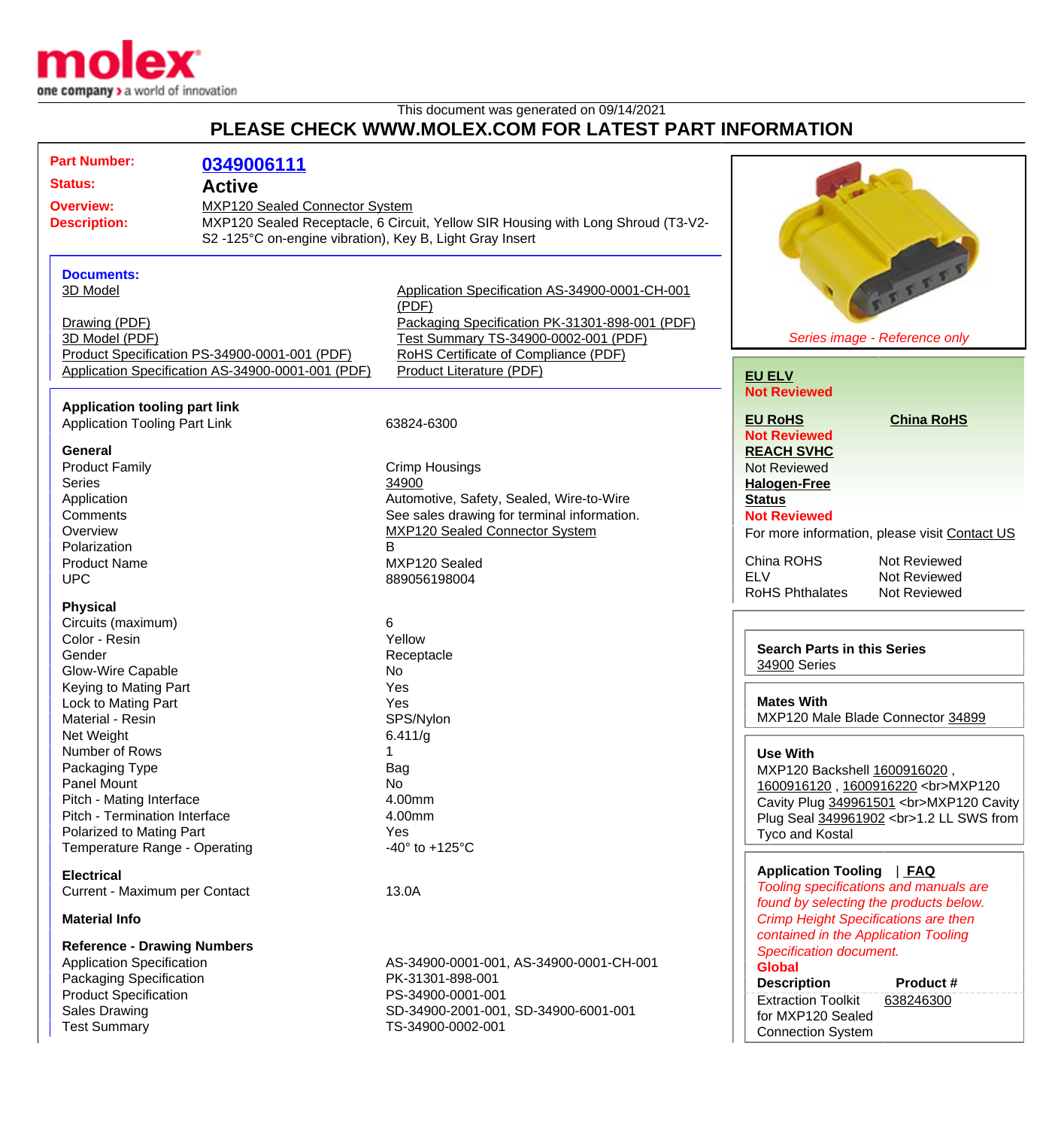molex
one company > a world of innovation

This document was generated on 09/14/2021

# PLEASE CHECK WWW.MOLEX.COM FOR LATEST PART INFORMATION

| | |
|---|---|
| **Part Number:** | **0349006111** |
| **Status:** | **Active** |
| **Overview:** | MXP120 Sealed Connector System |
| **Description:** | MXP120 Sealed Receptacle, 6 Circuit, Yellow SIR Housing with Long Shroud (T3-V2-S2 -125°C on-engine vibration), Key B, Light Gray Insert |

**Documents:**

- 3D Model
- Drawing (PDF)
- 3D Model (PDF)
- Product Specification PS-34900-0001-001 (PDF)
- Application Specification AS-34900-0001-001 (PDF)
- Application Specification AS-34900-0001-CH-001 (PDF)
- Packaging Specification PK-31301-898-001 (PDF)
- Test Summary TS-34900-0002-001 (PDF)
- RoHS Certificate of Compliance (PDF)
- Product Literature (PDF)

**Application tooling part link**

| | |
|---|---|
| Application Tooling Part Link | 63824-6300 |

**General**

| | |
|---|---|
| Product Family | Crimp Housings |
| Series | 34900 |
| Application | Automotive, Safety, Sealed, Wire-to-Wire |
| Comments | See sales drawing for terminal information. |
| Overview | MXP120 Sealed Connector System |
| Polarization | B |
| Product Name | MXP120 Sealed |
| UPC | 889056198004 |

**Physical**

| | |
|---|---|
| Circuits (maximum) | 6 |
| Color - Resin | Yellow |
| Gender | Receptacle |
| Glow-Wire Capable | No |
| Keying to Mating Part | Yes |
| Lock to Mating Part | Yes |
| Material - Resin | SPS/Nylon |
| Net Weight | 6.411/g |
| Number of Rows | 1 |
| Packaging Type | Bag |
| Panel Mount | No |
| Pitch - Mating Interface | 4.00mm |
| Pitch - Termination Interface | 4.00mm |
| Polarized to Mating Part | Yes |
| Temperature Range - Operating | -40° to +125°C |

**Electrical**

| | |
|---|---|
| Current - Maximum per Contact | 13.0A |

**Material Info**

**Reference - Drawing Numbers**

| | |
|---|---|
| Application Specification | AS-34900-0001-001, AS-34900-0001-CH-001 |
| Packaging Specification | PK-31301-898-001 |
| Product Specification | PS-34900-0001-001 |
| Sales Drawing | SD-34900-2001-001, SD-34900-6001-001 |
| Test Summary | TS-34900-0002-001 |

*Series image - Reference only*

**EU ELV**
**Not Reviewed**

**EU RoHS** **China RoHS**
**Not Reviewed**

**REACH SVHC**
Not Reviewed

**Halogen-Free**
**Status**
**Not Reviewed**

For more information, please visit Contact US

| | |
|---|---|
| China ROHS | Not Reviewed |
| ELV | Not Reviewed |
| RoHS Phthalates | Not Reviewed |

**Search Parts in this Series**
34900 Series

**Mates With**
MXP120 Male Blade Connector 34899

**Use With**
MXP120 Backshell 1600916020 , 1600916120 , 1600916220 <br>MXP120 Cavity Plug 349961501 <br>MXP120 Cavity Plug Seal 349961902 <br>1.2 LL SWS from Tyco and Kostal

**Application Tooling** | **FAQ**
*Tooling specifications and manuals are found by selecting the products below. Crimp Height Specifications are then contained in the Application Tooling Specification document.*
**Global**

| Description | Product # |
|---|---|
| Extraction Toolkit for MXP120 Sealed Connection System | 638246300 |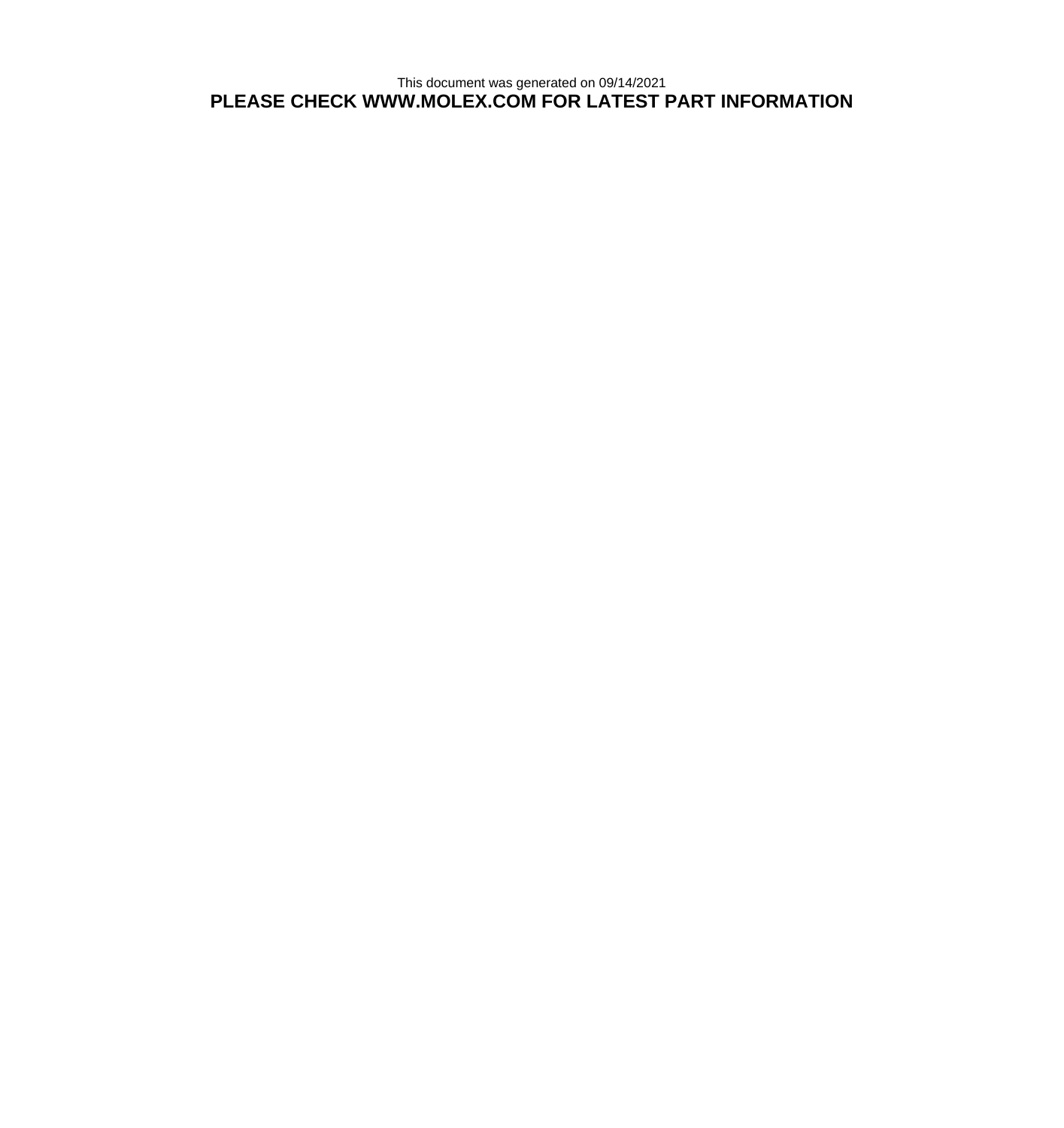This document was generated on 09/14/2021

**PLEASE CHECK WWW.MOLEX.COM FOR LATEST PART INFORMATION**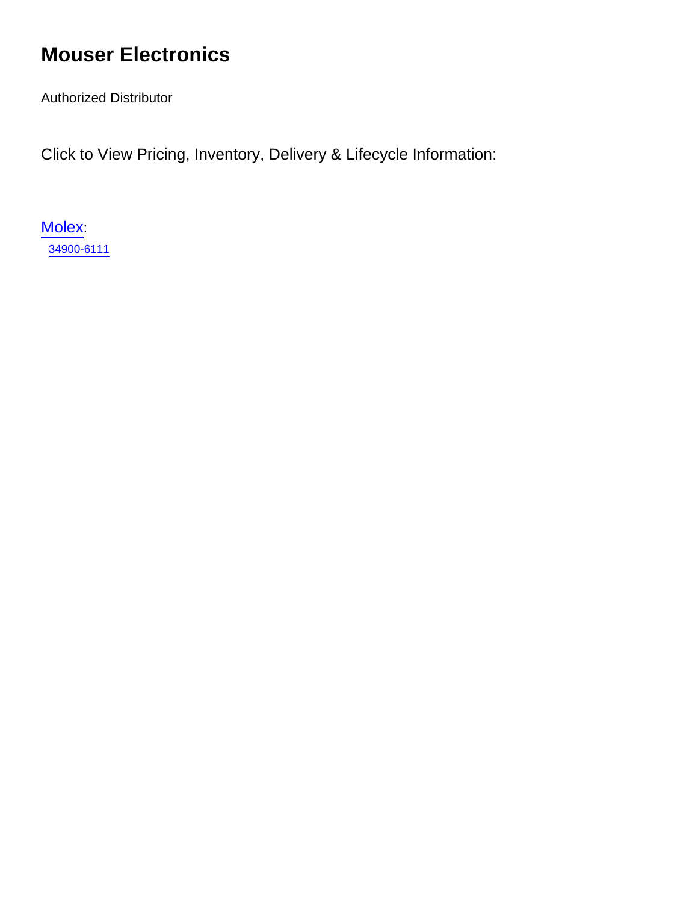# Mouser Electronics

Authorized Distributor

Click to View Pricing, Inventory, Delivery & Lifecycle Information:

Molex:

34900-6111